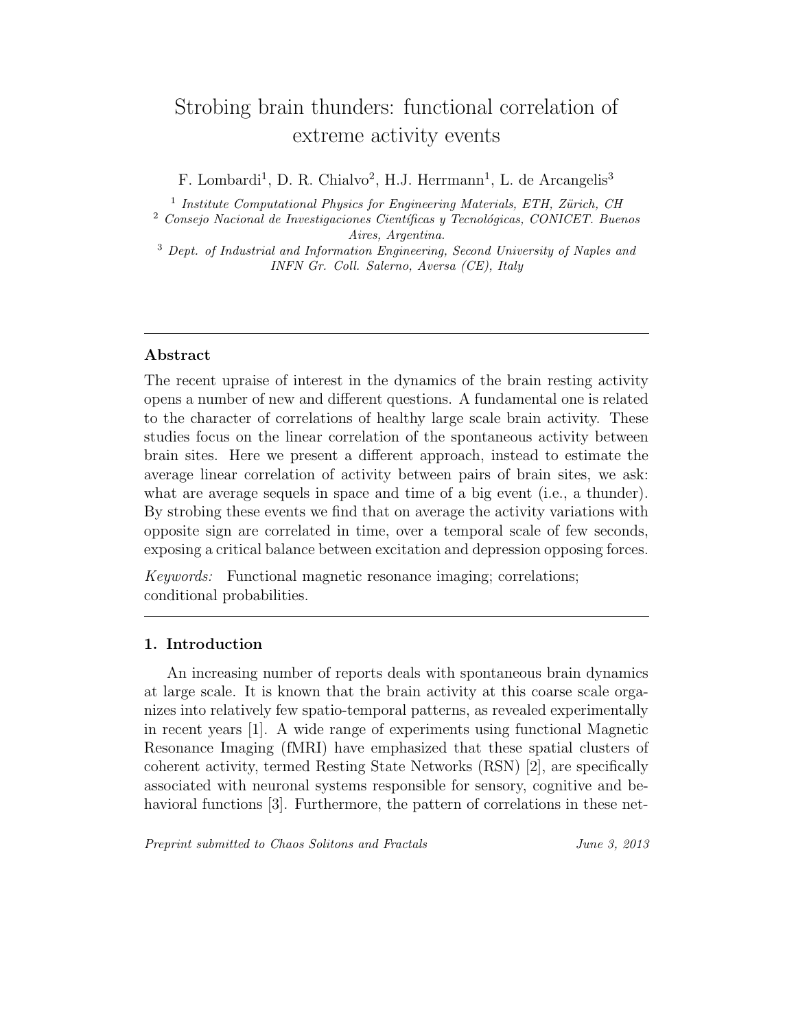# Strobing brain thunders: functional correlation of extreme activity events

F. Lombardi[1], D. R. Chialvo[2], H.J. Herrmann[1], L. de Arcangelis[3]

[1] *Institute Computational Physics for Engineering Materials, ETH, Zürich, CH*
[2] *Consejo Nacional de Investigaciones Científicas y Tecnológicas, CONICET. Buenos Aires, Argentina.*
[3] *Dept. of Industrial and Information Engineering, Second University of Naples and INFN Gr. Coll. Salerno, Aversa (CE), Italy*

---

## Abstract

The recent upraise of interest in the dynamics of the brain resting activity opens a number of new and different questions. A fundamental one is related to the character of correlations of healthy large scale brain activity. These studies focus on the linear correlation of the spontaneous activity between brain sites. Here we present a different approach, instead to estimate the average linear correlation of activity between pairs of brain sites, we ask: what are average sequels in space and time of a big event (i.e., a thunder). By strobing these events we find that on average the activity variations with opposite sign are correlated in time, over a temporal scale of few seconds, exposing a critical balance between excitation and depression opposing forces.

*Keywords:* Functional magnetic resonance imaging; correlations; conditional probabilities.

---

## 1. Introduction

An increasing number of reports deals with spontaneous brain dynamics at large scale. It is known that the brain activity at this coarse scale organizes into relatively few spatio-temporal patterns, as revealed experimentally in recent years [1]. A wide range of experiments using functional Magnetic Resonance Imaging (fMRI) have emphasized that these spatial clusters of coherent activity, termed Resting State Networks (RSN) [2], are specifically associated with neuronal systems responsible for sensory, cognitive and behavioral functions [3]. Furthermore, the pattern of correlations in these net-

*Preprint submitted to Chaos Solitons and Fractals* June 3, 2013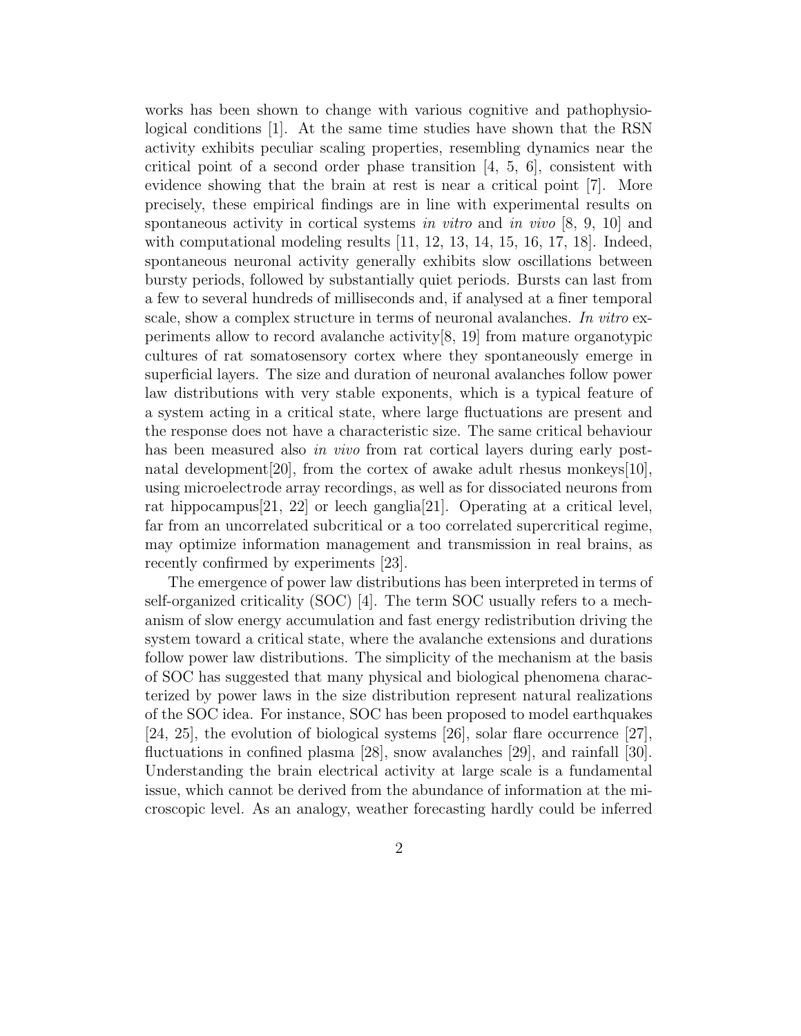works has been shown to change with various cognitive and pathophysiological conditions [1]. At the same time studies have shown that the RSN activity exhibits peculiar scaling properties, resembling dynamics near the critical point of a second order phase transition [4, 5, 6], consistent with evidence showing that the brain at rest is near a critical point [7]. More precisely, these empirical findings are in line with experimental results on spontaneous activity in cortical systems *in vitro* and *in vivo* [8, 9, 10] and with computational modeling results [11, 12, 13, 14, 15, 16, 17, 18]. Indeed, spontaneous neuronal activity generally exhibits slow oscillations between bursty periods, followed by substantially quiet periods. Bursts can last from a few to several hundreds of milliseconds and, if analysed at a finer temporal scale, show a complex structure in terms of neuronal avalanches. *In vitro* experiments allow to record avalanche activity[8, 19] from mature organotypic cultures of rat somatosensory cortex where they spontaneously emerge in superficial layers. The size and duration of neuronal avalanches follow power law distributions with very stable exponents, which is a typical feature of a system acting in a critical state, where large fluctuations are present and the response does not have a characteristic size. The same critical behaviour has been measured also *in vivo* from rat cortical layers during early postnatal development[20], from the cortex of awake adult rhesus monkeys[10], using microelectrode array recordings, as well as for dissociated neurons from rat hippocampus[21, 22] or leech ganglia[21]. Operating at a critical level, far from an uncorrelated subcritical or a too correlated supercritical regime, may optimize information management and transmission in real brains, as recently confirmed by experiments [23].

The emergence of power law distributions has been interpreted in terms of self-organized criticality (SOC) [4]. The term SOC usually refers to a mechanism of slow energy accumulation and fast energy redistribution driving the system toward a critical state, where the avalanche extensions and durations follow power law distributions. The simplicity of the mechanism at the basis of SOC has suggested that many physical and biological phenomena characterized by power laws in the size distribution represent natural realizations of the SOC idea. For instance, SOC has been proposed to model earthquakes [24, 25], the evolution of biological systems [26], solar flare occurrence [27], fluctuations in confined plasma [28], snow avalanches [29], and rainfall [30]. Understanding the brain electrical activity at large scale is a fundamental issue, which cannot be derived from the abundance of information at the microscopic level. As an analogy, weather forecasting hardly could be inferred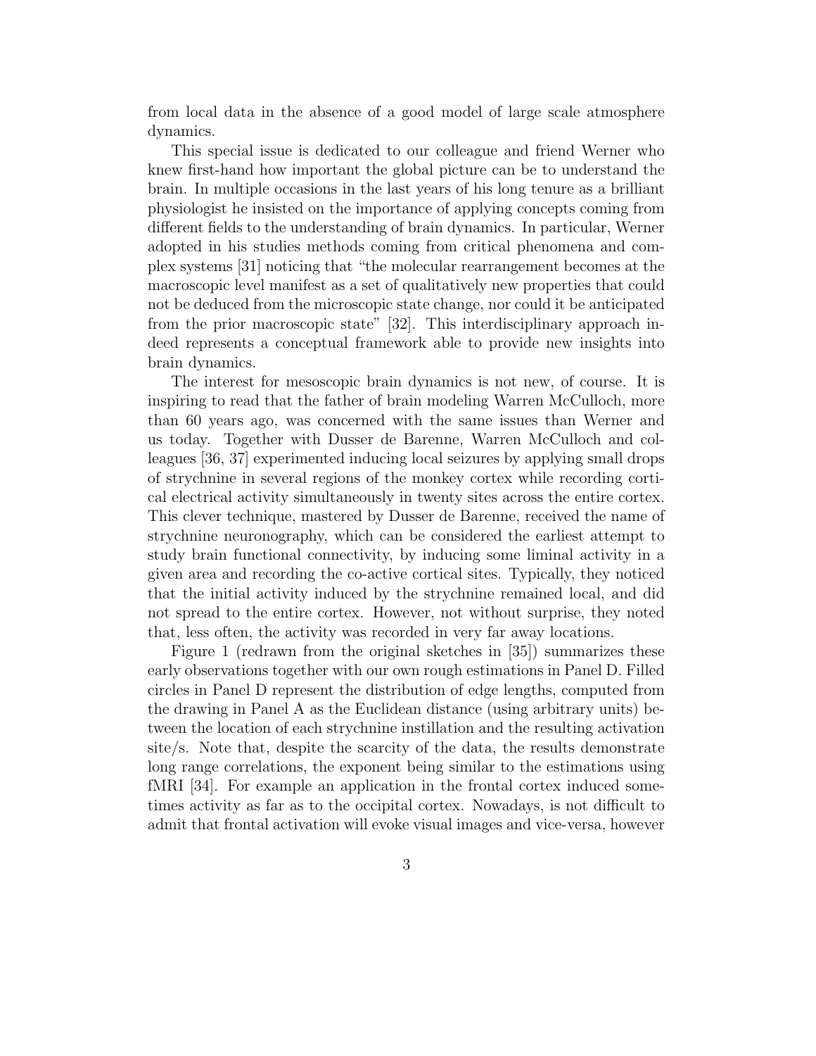from local data in the absence of a good model of large scale atmosphere dynamics.

This special issue is dedicated to our colleague and friend Werner who knew first-hand how important the global picture can be to understand the brain. In multiple occasions in the last years of his long tenure as a brilliant physiologist he insisted on the importance of applying concepts coming from different fields to the understanding of brain dynamics. In particular, Werner adopted in his studies methods coming from critical phenomena and complex systems [31] noticing that "the molecular rearrangement becomes at the macroscopic level manifest as a set of qualitatively new properties that could not be deduced from the microscopic state change, nor could it be anticipated from the prior macroscopic state" [32]. This interdisciplinary approach indeed represents a conceptual framework able to provide new insights into brain dynamics.

The interest for mesoscopic brain dynamics is not new, of course. It is inspiring to read that the father of brain modeling Warren McCulloch, more than 60 years ago, was concerned with the same issues than Werner and us today. Together with Dusser de Barenne, Warren McCulloch and colleagues [36, 37] experimented inducing local seizures by applying small drops of strychnine in several regions of the monkey cortex while recording cortical electrical activity simultaneously in twenty sites across the entire cortex. This clever technique, mastered by Dusser de Barenne, received the name of strychnine neuronography, which can be considered the earliest attempt to study brain functional connectivity, by inducing some liminal activity in a given area and recording the co-active cortical sites. Typically, they noticed that the initial activity induced by the strychnine remained local, and did not spread to the entire cortex. However, not without surprise, they noted that, less often, the activity was recorded in very far away locations.

Figure 1 (redrawn from the original sketches in [35]) summarizes these early observations together with our own rough estimations in Panel D. Filled circles in Panel D represent the distribution of edge lengths, computed from the drawing in Panel A as the Euclidean distance (using arbitrary units) between the location of each strychnine instillation and the resulting activation site/s. Note that, despite the scarcity of the data, the results demonstrate long range correlations, the exponent being similar to the estimations using fMRI [34]. For example an application in the frontal cortex induced sometimes activity as far as to the occipital cortex. Nowadays, is not difficult to admit that frontal activation will evoke visual images and vice-versa, however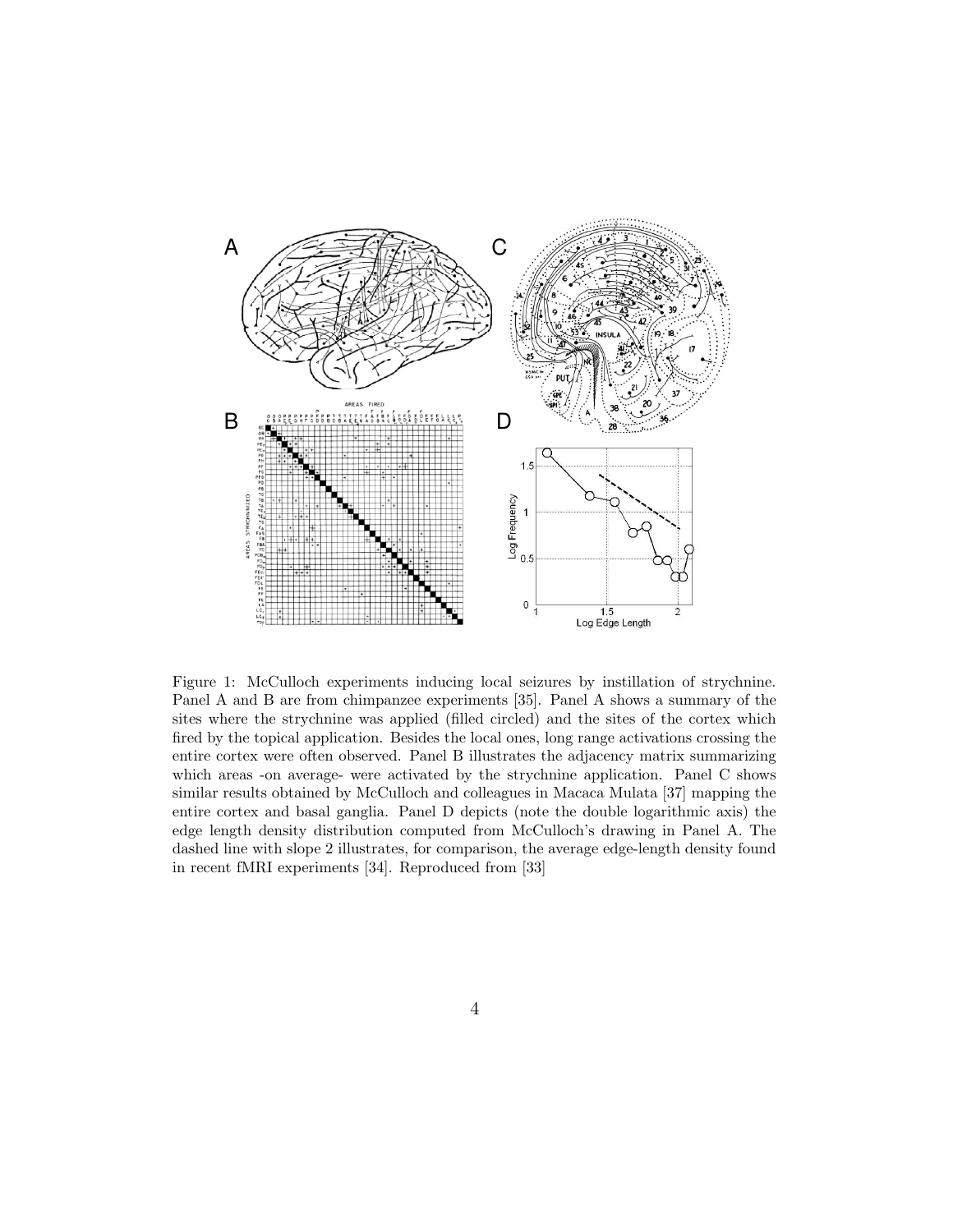Figure 1: McCulloch experiments inducing local seizures by instillation of strychnine. Panel A and B are from chimpanzee experiments [35]. Panel A shows a summary of the sites where the strychnine was applied (filled circled) and the sites of the cortex which fired by the topical application. Besides the local ones, long range activations crossing the entire cortex were often observed. Panel B illustrates the adjacency matrix summarizing which areas -on average- were activated by the strychnine application. Panel C shows similar results obtained by McCulloch and colleagues in Macaca Mulata [37] mapping the entire cortex and basal ganglia. Panel D depicts (note the double logarithmic axis) the edge length density distribution computed from McCulloch's drawing in Panel A. The dashed line with slope 2 illustrates, for comparison, the average edge-length density found in recent fMRI experiments [34]. Reproduced from [33]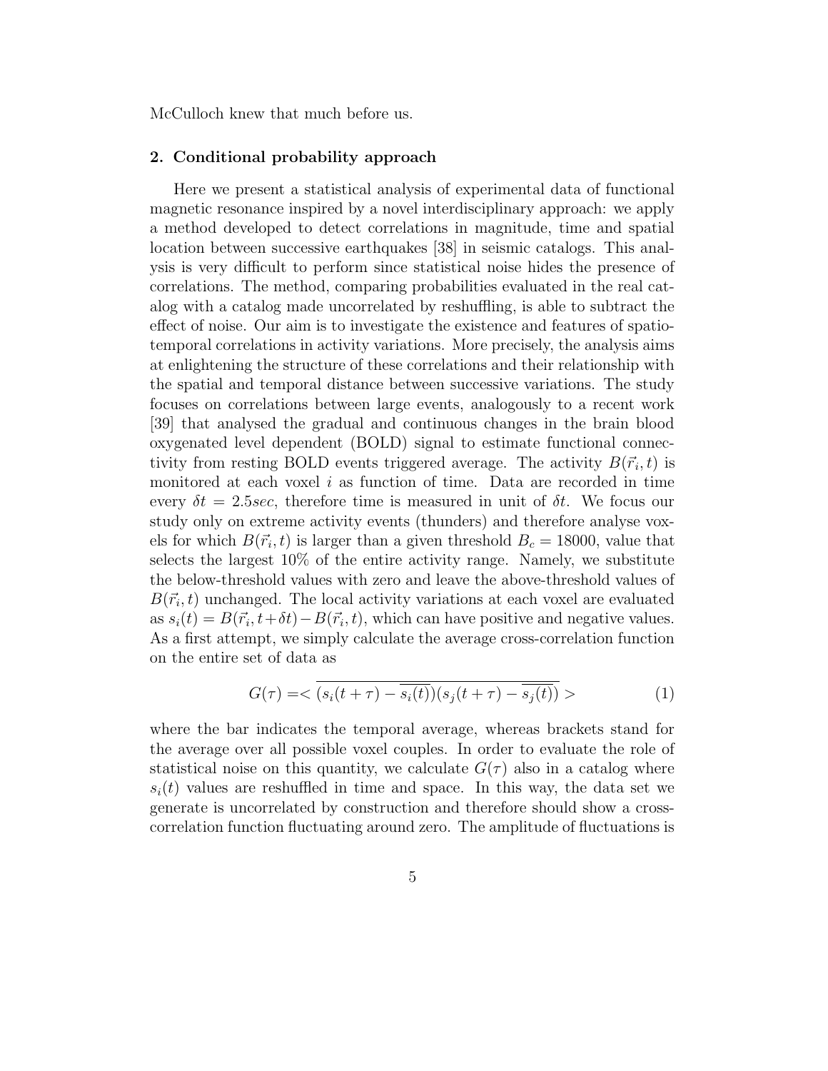McCulloch knew that much before us.

## 2. Conditional probability approach

Here we present a statistical analysis of experimental data of functional magnetic resonance inspired by a novel interdisciplinary approach: we apply a method developed to detect correlations in magnitude, time and spatial location between successive earthquakes [38] in seismic catalogs. This analysis is very difficult to perform since statistical noise hides the presence of correlations. The method, comparing probabilities evaluated in the real catalog with a catalog made uncorrelated by reshuffling, is able to subtract the effect of noise. Our aim is to investigate the existence and features of spatio-temporal correlations in activity variations. More precisely, the analysis aims at enlightening the structure of these correlations and their relationship with the spatial and temporal distance between successive variations. The study focuses on correlations between large events, analogously to a recent work [39] that analysed the gradual and continuous changes in the brain blood oxygenated level dependent (BOLD) signal to estimate functional connectivity from resting BOLD events triggered average. The activity $B(\vec{r}_i, t)$ is monitored at each voxel $i$ as function of time. Data are recorded in time every $\delta t = 2.5 sec$, therefore time is measured in unit of $\delta t$. We focus our study only on extreme activity events (thunders) and therefore analyse voxels for which $B(\vec{r}_i, t)$ is larger than a given threshold $B_c = 18000$, value that selects the largest 10% of the entire activity range. Namely, we substitute the below-threshold values with zero and leave the above-threshold values of $B(\vec{r}_i, t)$ unchanged. The local activity variations at each voxel are evaluated as $s_i(t) = B(\vec{r}_i, t+\delta t) - B(\vec{r}_i, t)$, which can have positive and negative values. As a first attempt, we simply calculate the average cross-correlation function on the entire set of data as

$$G(\tau) = < \overline{(s_i(t+\tau) - \overline{s_i(t)})(s_j(t+\tau) - \overline{s_j(t)})} > \quad (1)$$

where the bar indicates the temporal average, whereas brackets stand for the average over all possible voxel couples. In order to evaluate the role of statistical noise on this quantity, we calculate $G(\tau)$ also in a catalog where $s_i(t)$ values are reshuffled in time and space. In this way, the data set we generate is uncorrelated by construction and therefore should show a cross-correlation function fluctuating around zero. The amplitude of fluctuations is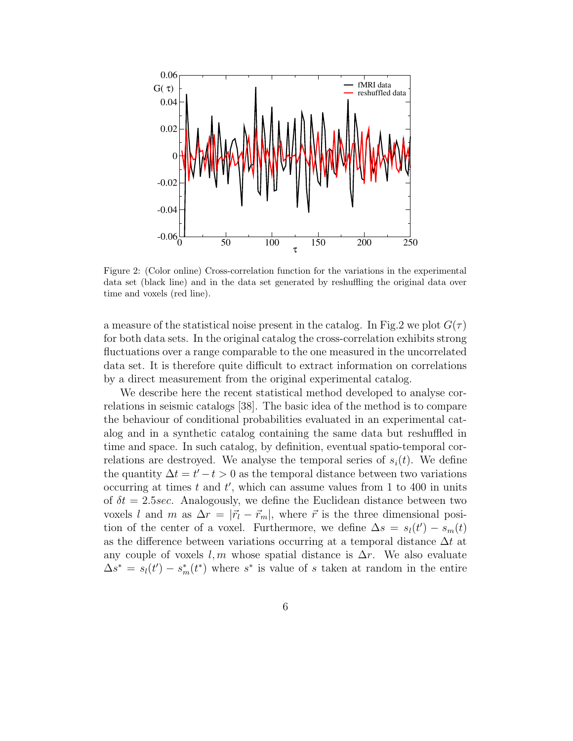Figure 2: (Color online) Cross-correlation function for the variations in the experimental data set (black line) and in the data set generated by reshuffling the original data over time and voxels (red line).

a measure of the statistical noise present in the catalog. In Fig.2 we plot $G(\tau)$ for both data sets. In the original catalog the cross-correlation exhibits strong fluctuations over a range comparable to the one measured in the uncorrelated data set. It is therefore quite difficult to extract information on correlations by a direct measurement from the original experimental catalog.

We describe here the recent statistical method developed to analyse correlations in seismic catalogs [38]. The basic idea of the method is to compare the behaviour of conditional probabilities evaluated in an experimental catalog and in a synthetic catalog containing the same data but reshuffled in time and space. In such catalog, by definition, eventual spatio-temporal correlations are destroyed. We analyse the temporal series of $s_i(t)$. We define the quantity $\Delta t = t' - t > 0$ as the temporal distance between two variations occurring at times $t$ and $t'$, which can assume values from 1 to 400 in units of $\delta t = 2.5 sec$. Analogously, we define the Euclidean distance between two voxels $l$ and $m$ as $\Delta r = |\vec{r}_l - \vec{r}_m|$, where $\vec{r}$ is the three dimensional position of the center of a voxel. Furthermore, we define $\Delta s = s_l(t') - s_m(t)$ as the difference between variations occurring at a temporal distance $\Delta t$ at any couple of voxels $l, m$ whose spatial distance is $\Delta r$. We also evaluate $\Delta s^* = s_l(t') - s^*_m(t^*)$ where $s^*$ is value of $s$ taken at random in the entire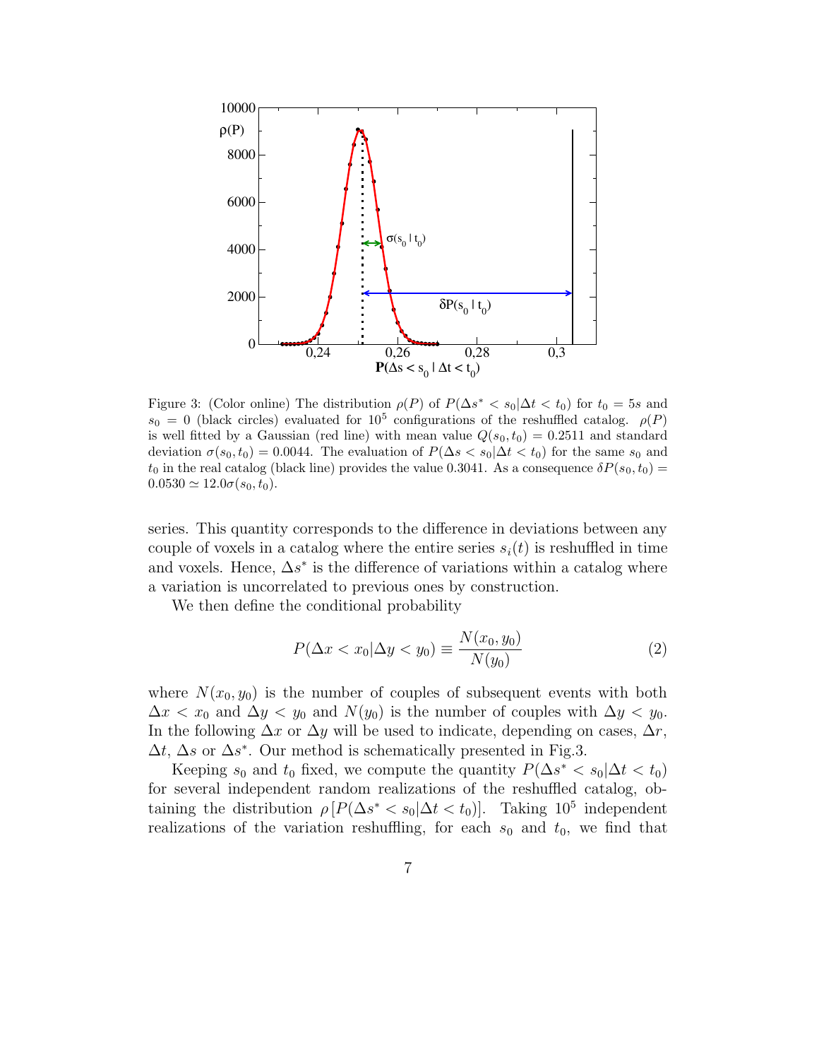Figure 3: (Color online) The distribution $\rho(P)$ of $P(\Delta s^* < s_0|\Delta t < t_0)$ for $t_0 = 5s$ and $s_0 = 0$ (black circles) evaluated for $10^5$ configurations of the reshuffled catalog. $\rho(P)$ is well fitted by a Gaussian (red line) with mean value $Q(s_0, t_0) = 0.2511$ and standard deviation $\sigma(s_0, t_0) = 0.0044$. The evaluation of $P(\Delta s < s_0|\Delta t < t_0)$ for the same $s_0$ and $t_0$ in the real catalog (black line) provides the value 0.3041. As a consequence $\delta P(s_0, t_0) = 0.0530 \simeq 12.0\sigma(s_0, t_0)$.

series. This quantity corresponds to the difference in deviations between any couple of voxels in a catalog where the entire series $s_i(t)$ is reshuffled in time and voxels. Hence, $\Delta s^*$ is the difference of variations within a catalog where a variation is uncorrelated to previous ones by construction.

We then define the conditional probability

$$P(\Delta x < x_0|\Delta y < y_0) \equiv \frac{N(x_0, y_0)}{N(y_0)} \tag{2}$$

where $N(x_0, y_0)$ is the number of couples of subsequent events with both $\Delta x < x_0$ and $\Delta y < y_0$ and $N(y_0)$ is the number of couples with $\Delta y < y_0$. In the following $\Delta x$ or $\Delta y$ will be used to indicate, depending on cases, $\Delta r$, $\Delta t$, $\Delta s$ or $\Delta s^*$. Our method is schematically presented in Fig.3.

Keeping $s_0$ and $t_0$ fixed, we compute the quantity $P(\Delta s^* < s_0|\Delta t < t_0)$ for several independent random realizations of the reshuffled catalog, obtaining the distribution $\rho\left[P(\Delta s^* < s_0|\Delta t < t_0)\right]$. Taking $10^5$ independent realizations of the variation reshuffling, for each $s_0$ and $t_0$, we find that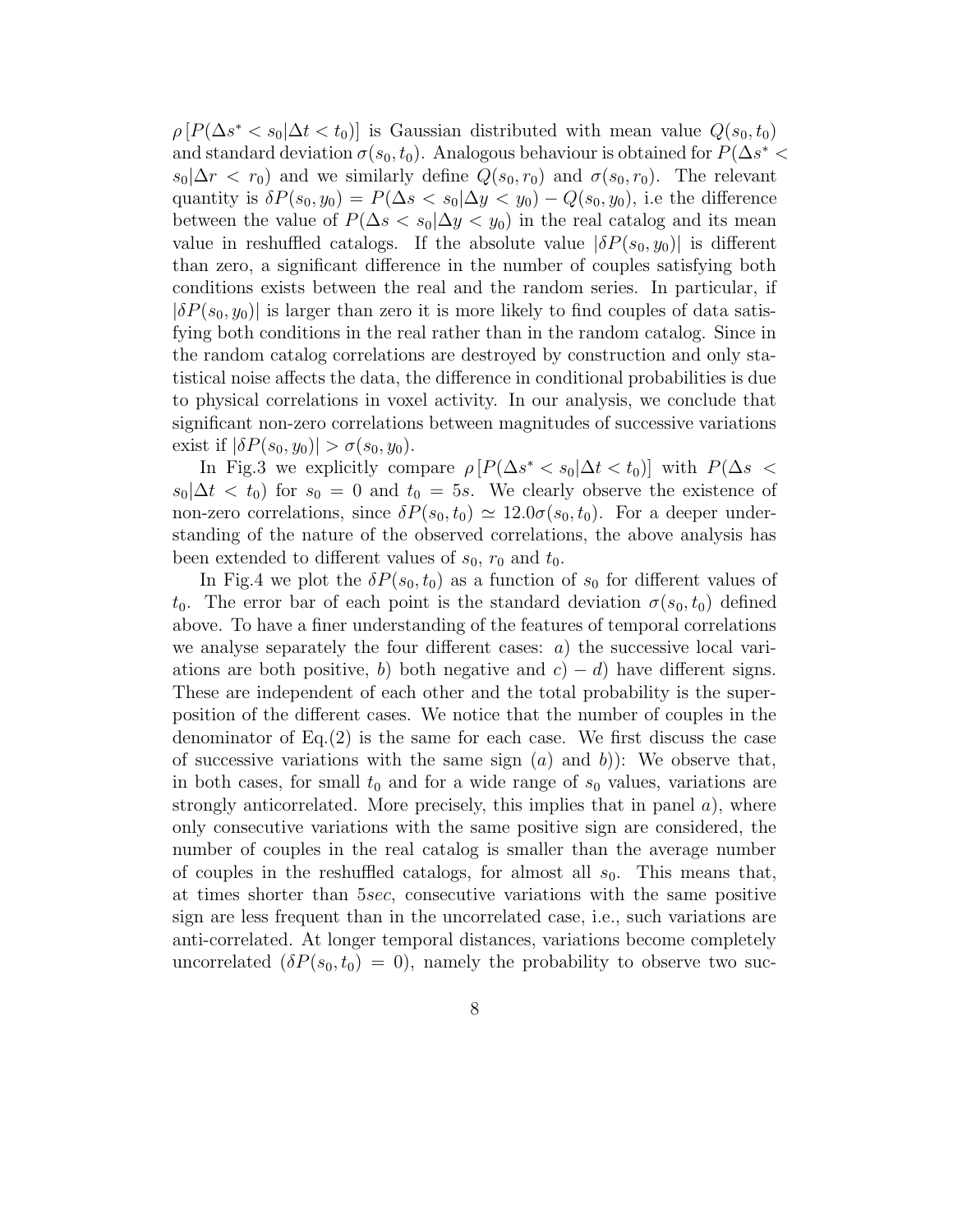$\rho\left[P(\Delta s^* < s_0|\Delta t < t_0)\right]$ is Gaussian distributed with mean value $Q(s_0, t_0)$ and standard deviation $\sigma(s_0, t_0)$. Analogous behaviour is obtained for $P(\Delta s^* < s_0|\Delta r < r_0)$ and we similarly define $Q(s_0, r_0)$ and $\sigma(s_0, r_0)$. The relevant quantity is $\delta P(s_0, y_0) = P(\Delta s < s_0|\Delta y < y_0) - Q(s_0, y_0)$, i.e the difference between the value of $P(\Delta s < s_0|\Delta y < y_0)$ in the real catalog and its mean value in reshuffled catalogs. If the absolute value $|\delta P(s_0, y_0)|$ is different than zero, a significant difference in the number of couples satisfying both conditions exists between the real and the random series. In particular, if $|\delta P(s_0, y_0)|$ is larger than zero it is more likely to find couples of data satisfying both conditions in the real rather than in the random catalog. Since in the random catalog correlations are destroyed by construction and only statistical noise affects the data, the difference in conditional probabilities is due to physical correlations in voxel activity. In our analysis, we conclude that significant non-zero correlations between magnitudes of successive variations exist if $|\delta P(s_0, y_0)| > \sigma(s_0, y_0)$.

In Fig.3 we explicitly compare $\rho\left[P(\Delta s^* < s_0|\Delta t < t_0)\right]$ with $P(\Delta s < s_0|\Delta t < t_0)$ for $s_0 = 0$ and $t_0 = 5s$. We clearly observe the existence of non-zero correlations, since $\delta P(s_0, t_0) \simeq 12.0\sigma(s_0, t_0)$. For a deeper understanding of the nature of the observed correlations, the above analysis has been extended to different values of $s_0$, $r_0$ and $t_0$.

In Fig.4 we plot the $\delta P(s_0, t_0)$ as a function of $s_0$ for different values of $t_0$. The error bar of each point is the standard deviation $\sigma(s_0, t_0)$ defined above. To have a finer understanding of the features of temporal correlations we analyse separately the four different cases: *a*) the successive local variations are both positive, *b*) both negative and *c*) $-$ *d*) have different signs. These are independent of each other and the total probability is the superposition of the different cases. We notice that the number of couples in the denominator of Eq.(2) is the same for each case. We first discuss the case of successive variations with the same sign (*a*) and *b*)): We observe that, in both cases, for small $t_0$ and for a wide range of $s_0$ values, variations are strongly anticorrelated. More precisely, this implies that in panel *a*), where only consecutive variations with the same positive sign are considered, the number of couples in the real catalog is smaller than the average number of couples in the reshuffled catalogs, for almost all $s_0$. This means that, at times shorter than $5sec$, consecutive variations with the same positive sign are less frequent than in the uncorrelated case, i.e., such variations are anti-correlated. At longer temporal distances, variations become completely uncorrelated ($\delta P(s_0, t_0) = 0$), namely the probability to observe two suc-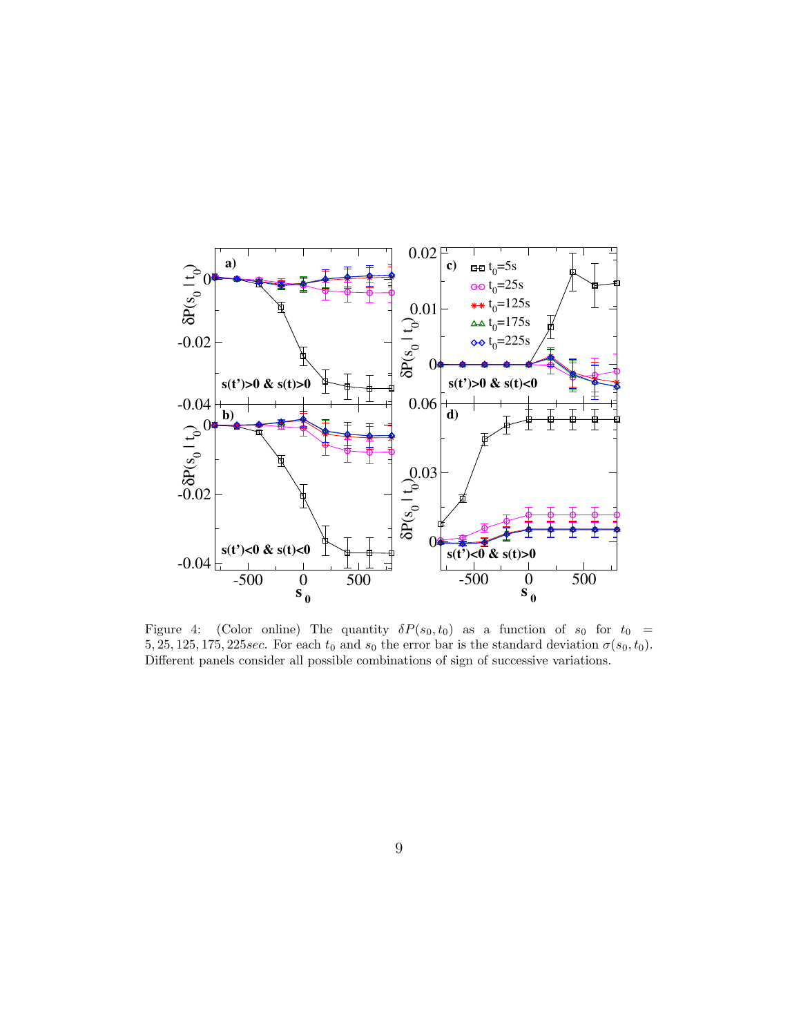Figure 4: (Color online) The quantity $\delta P(s_0, t_0)$ as a function of $s_0$ for $t_0 = 5, 25, 125, 175, 225 sec$. For each $t_0$ and $s_0$ the error bar is the standard deviation $\sigma(s_0, t_0)$. Different panels consider all possible combinations of sign of successive variations.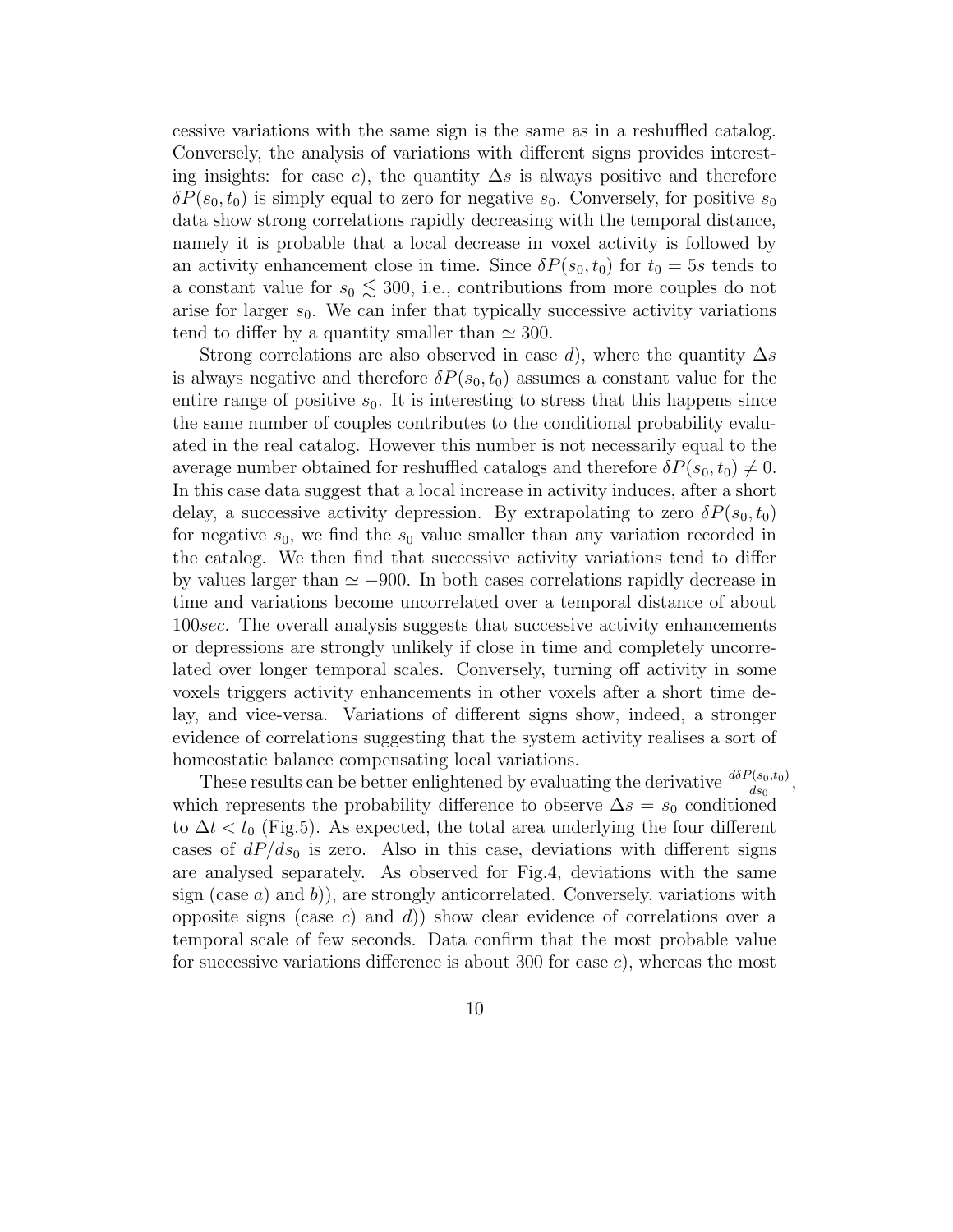cessive variations with the same sign is the same as in a reshuffled catalog. Conversely, the analysis of variations with different signs provides interesting insights: for case *c*), the quantity $\Delta s$ is always positive and therefore $\delta P(s_0, t_0)$ is simply equal to zero for negative $s_0$. Conversely, for positive $s_0$ data show strong correlations rapidly decreasing with the temporal distance, namely it is probable that a local decrease in voxel activity is followed by an activity enhancement close in time. Since $\delta P(s_0, t_0)$ for $t_0 = 5s$ tends to a constant value for $s_0 \lesssim 300$, i.e., contributions from more couples do not arise for larger $s_0$. We can infer that typically successive activity variations tend to differ by a quantity smaller than $\simeq 300$.

Strong correlations are also observed in case *d*), where the quantity $\Delta s$ is always negative and therefore $\delta P(s_0, t_0)$ assumes a constant value for the entire range of positive $s_0$. It is interesting to stress that this happens since the same number of couples contributes to the conditional probability evaluated in the real catalog. However this number is not necessarily equal to the average number obtained for reshuffled catalogs and therefore $\delta P(s_0, t_0) \neq 0$. In this case data suggest that a local increase in activity induces, after a short delay, a successive activity depression. By extrapolating to zero $\delta P(s_0, t_0)$ for negative $s_0$, we find the $s_0$ value smaller than any variation recorded in the catalog. We then find that successive activity variations tend to differ by values larger than $\simeq -900$. In both cases correlations rapidly decrease in time and variations become uncorrelated over a temporal distance of about $100 sec$. The overall analysis suggests that successive activity enhancements or depressions are strongly unlikely if close in time and completely uncorrelated over longer temporal scales. Conversely, turning off activity in some voxels triggers activity enhancements in other voxels after a short time delay, and vice-versa. Variations of different signs show, indeed, a stronger evidence of correlations suggesting that the system activity realises a sort of homeostatic balance compensating local variations.

These results can be better enlightened by evaluating the derivative $\frac{d\delta P(s_0,t_0)}{ds_0}$, which represents the probability difference to observe $\Delta s = s_0$ conditioned to $\Delta t < t_0$ (Fig.5). As expected, the total area underlying the four different cases of $dP/ds_0$ is zero. Also in this case, deviations with different signs are analysed separately. As observed for Fig.4, deviations with the same sign (case *a*) and *b*)), are strongly anticorrelated. Conversely, variations with opposite signs (case *c*) and *d*)) show clear evidence of correlations over a temporal scale of few seconds. Data confirm that the most probable value for successive variations difference is about 300 for case *c*), whereas the most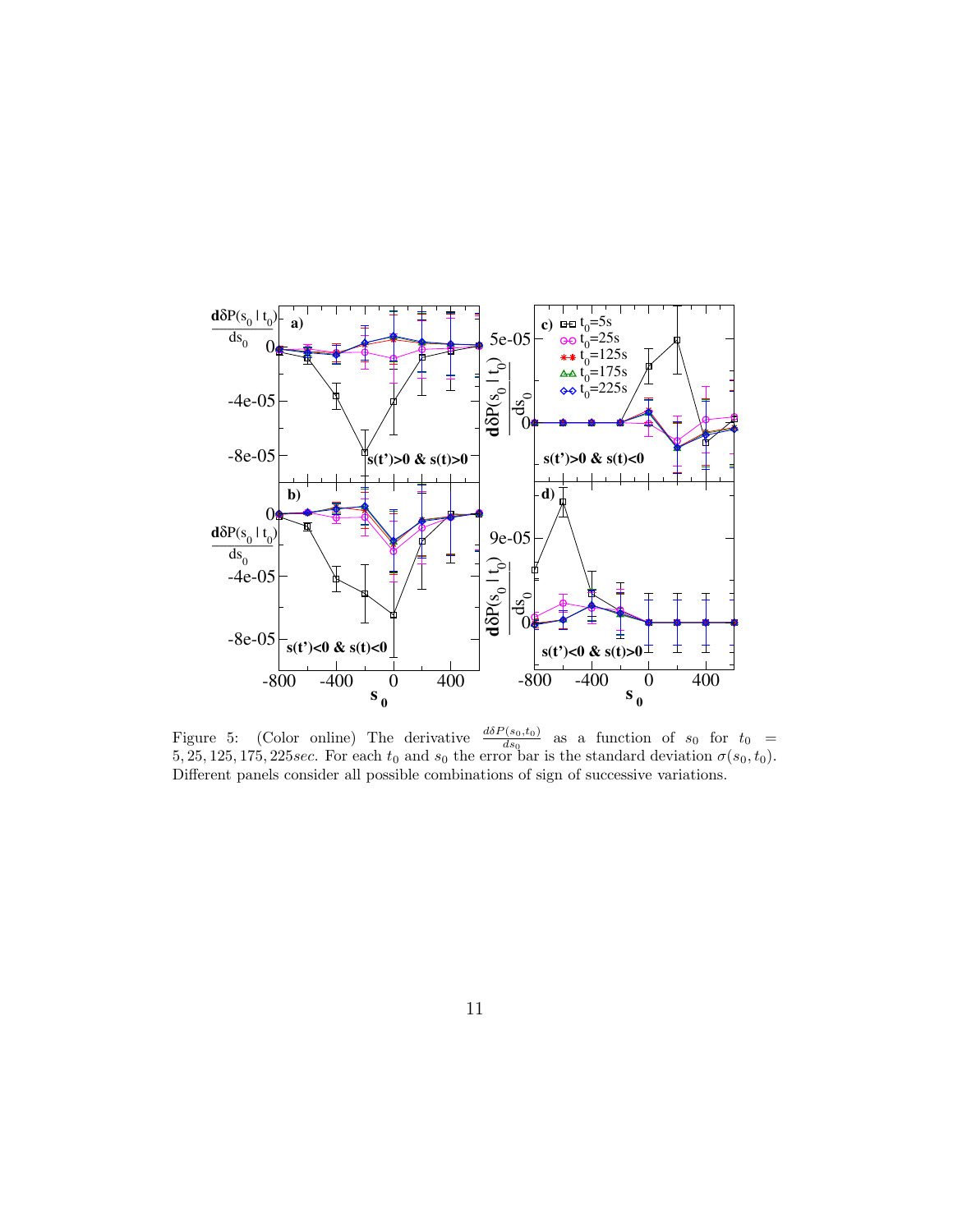Figure 5: (Color online) The derivative $\frac{d\delta P(s_0,t_0)}{ds_0}$ as a function of $s_0$ for $t_0 = 5, 25, 125, 175, 225sec$. For each $t_0$ and $s_0$ the error bar is the standard deviation $\sigma(s_0, t_0)$. Different panels consider all possible combinations of sign of successive variations.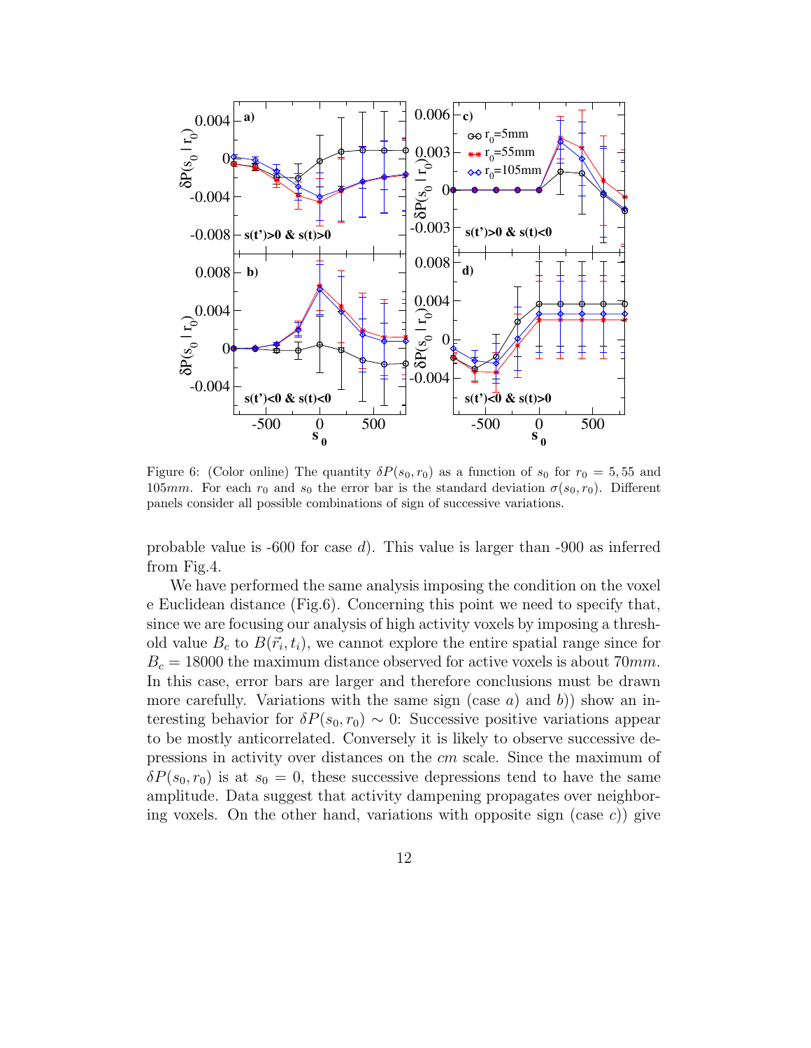Figure 6: (Color online) The quantity $\delta P(s_0, r_0)$ as a function of $s_0$ for $r_0 = 5, 55$ and $105mm$. For each $r_0$ and $s_0$ the error bar is the standard deviation $\sigma(s_0, r_0)$. Different panels consider all possible combinations of sign of successive variations.

probable value is -600 for case $d$). This value is larger than -900 as inferred from Fig.4.

We have performed the same analysis imposing the condition on the voxel e Euclidean distance (Fig.6). Concerning this point we need to specify that, since we are focusing our analysis of high activity voxels by imposing a threshold value $B_c$ to $B(\vec{r}_i, t_i)$, we cannot explore the entire spatial range since for $B_c = 18000$ the maximum distance observed for active voxels is about $70mm$. In this case, error bars are larger and therefore conclusions must be drawn more carefully. Variations with the same sign (case $a$) and $b$)) show an interesting behavior for $\delta P(s_0, r_0) \sim 0$: Successive positive variations appear to be mostly anticorrelated. Conversely it is likely to observe successive depressions in activity over distances on the $cm$ scale. Since the maximum of $\delta P(s_0, r_0)$ is at $s_0 = 0$, these successive depressions tend to have the same amplitude. Data suggest that activity dampening propagates over neighboring voxels. On the other hand, variations with opposite sign (case $c$)) give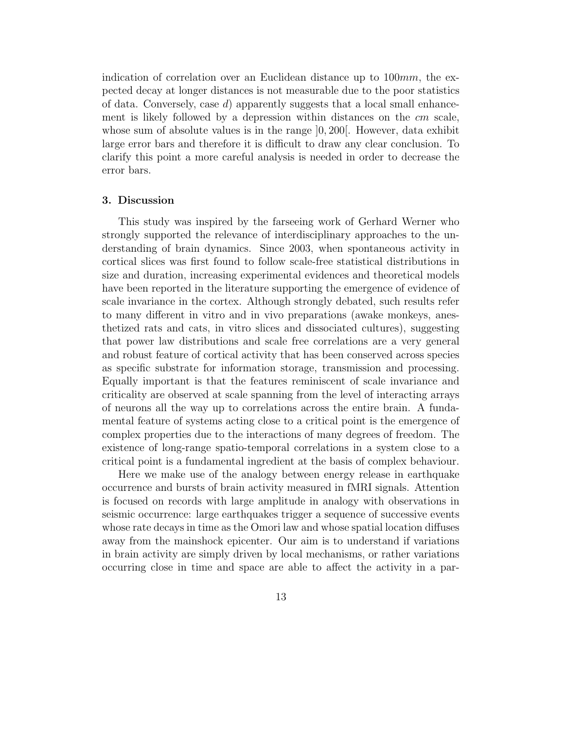indication of correlation over an Euclidean distance up to $100mm$, the expected decay at longer distances is not measurable due to the poor statistics of data. Conversely, case $d$) apparently suggests that a local small enhancement is likely followed by a depression within distances on the $cm$ scale, whose sum of absolute values is in the range $]0, 200[$. However, data exhibit large error bars and therefore it is difficult to draw any clear conclusion. To clarify this point a more careful analysis is needed in order to decrease the error bars.

## 3. Discussion

This study was inspired by the farseeing work of Gerhard Werner who strongly supported the relevance of interdisciplinary approaches to the understanding of brain dynamics. Since 2003, when spontaneous activity in cortical slices was first found to follow scale-free statistical distributions in size and duration, increasing experimental evidences and theoretical models have been reported in the literature supporting the emergence of evidence of scale invariance in the cortex. Although strongly debated, such results refer to many different in vitro and in vivo preparations (awake monkeys, anesthetized rats and cats, in vitro slices and dissociated cultures), suggesting that power law distributions and scale free correlations are a very general and robust feature of cortical activity that has been conserved across species as specific substrate for information storage, transmission and processing. Equally important is that the features reminiscent of scale invariance and criticality are observed at scale spanning from the level of interacting arrays of neurons all the way up to correlations across the entire brain. A fundamental feature of systems acting close to a critical point is the emergence of complex properties due to the interactions of many degrees of freedom. The existence of long-range spatio-temporal correlations in a system close to a critical point is a fundamental ingredient at the basis of complex behaviour.

Here we make use of the analogy between energy release in earthquake occurrence and bursts of brain activity measured in fMRI signals. Attention is focused on records with large amplitude in analogy with observations in seismic occurrence: large earthquakes trigger a sequence of successive events whose rate decays in time as the Omori law and whose spatial location diffuses away from the mainshock epicenter. Our aim is to understand if variations in brain activity are simply driven by local mechanisms, or rather variations occurring close in time and space are able to affect the activity in a par-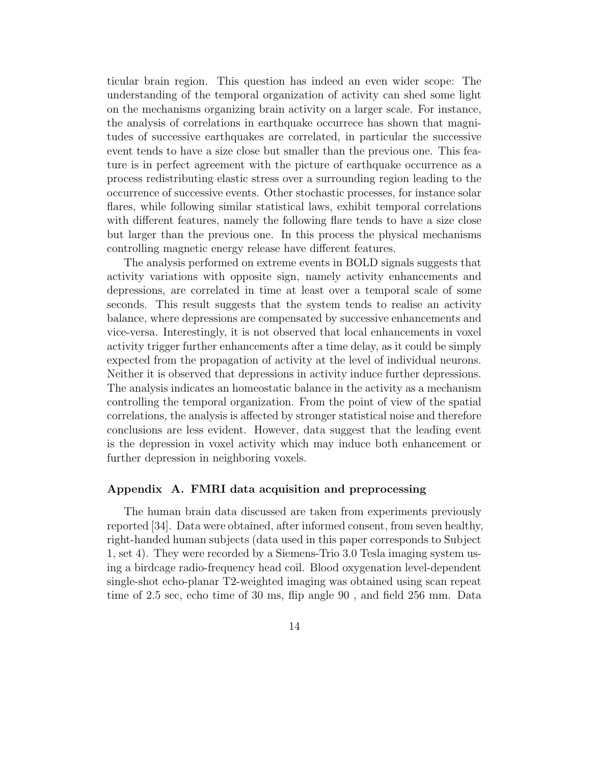ticular brain region. This question has indeed an even wider scope: The understanding of the temporal organization of activity can shed some light on the mechanisms organizing brain activity on a larger scale. For instance, the analysis of correlations in earthquake occurrece has shown that magnitudes of successive earthquakes are correlated, in particular the successive event tends to have a size close but smaller than the previous one. This feature is in perfect agreement with the picture of earthquake occurrence as a process redistributing elastic stress over a surrounding region leading to the occurrence of successive events. Other stochastic processes, for instance solar flares, while following similar statistical laws, exhibit temporal correlations with different features, namely the following flare tends to have a size close but larger than the previous one. In this process the physical mechanisms controlling magnetic energy release have different features.

The analysis performed on extreme events in BOLD signals suggests that activity variations with opposite sign, namely activity enhancements and depressions, are correlated in time at least over a temporal scale of some seconds. This result suggests that the system tends to realise an activity balance, where depressions are compensated by successive enhancements and vice-versa. Interestingly, it is not observed that local enhancements in voxel activity trigger further enhancements after a time delay, as it could be simply expected from the propagation of activity at the level of individual neurons. Neither it is observed that depressions in activity induce further depressions. The analysis indicates an homeostatic balance in the activity as a mechanism controlling the temporal organization. From the point of view of the spatial correlations, the analysis is affected by stronger statistical noise and therefore conclusions are less evident. However, data suggest that the leading event is the depression in voxel activity which may induce both enhancement or further depression in neighboring voxels.

## Appendix A. FMRI data acquisition and preprocessing

The human brain data discussed are taken from experiments previously reported [34]. Data were obtained, after informed consent, from seven healthy, right-handed human subjects (data used in this paper corresponds to Subject 1, set 4). They were recorded by a Siemens-Trio 3.0 Tesla imaging system using a birdcage radio-frequency head coil. Blood oxygenation level-dependent single-shot echo-planar T2-weighted imaging was obtained using scan repeat time of 2.5 sec, echo time of 30 ms, flip angle 90 , and field 256 mm. Data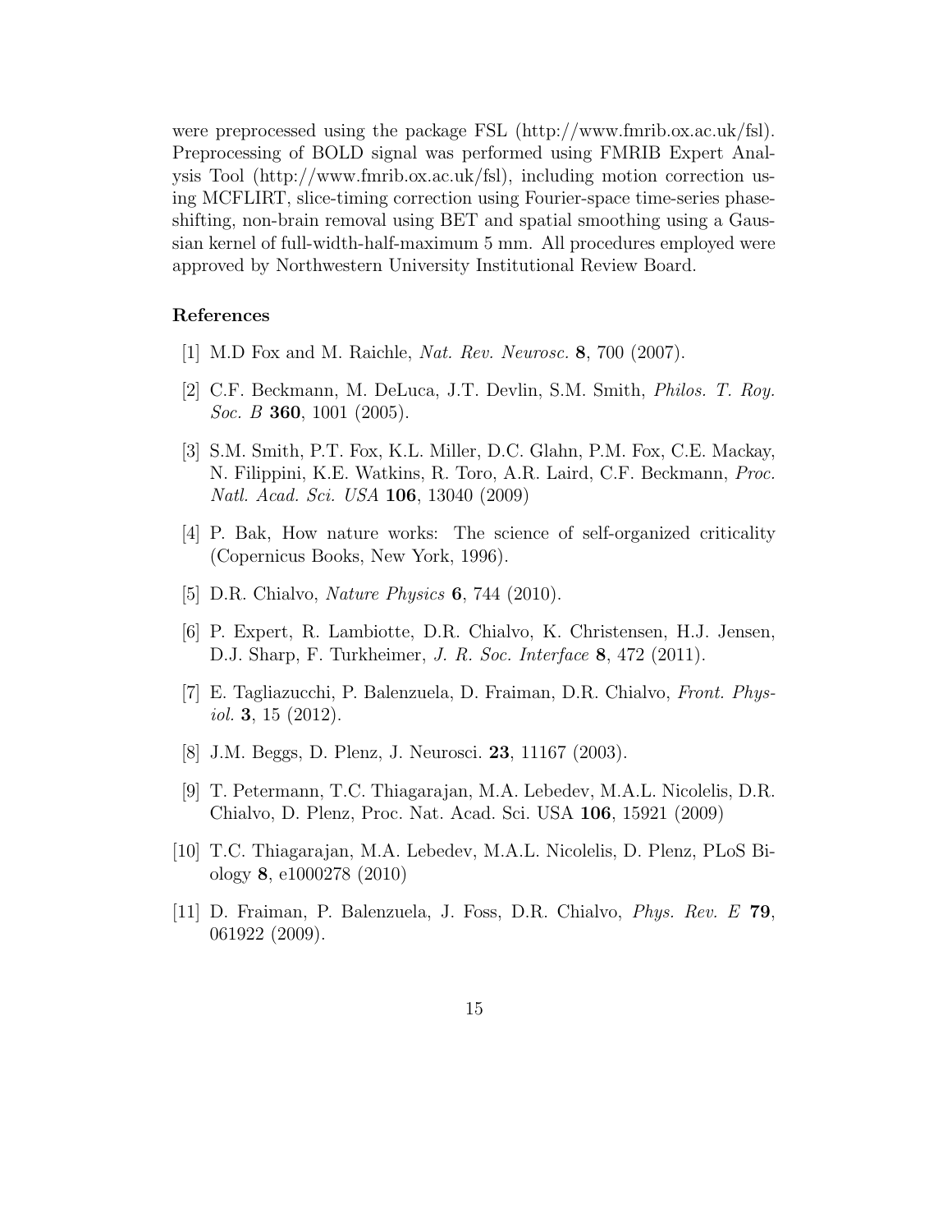were preprocessed using the package FSL (http://www.fmrib.ox.ac.uk/fsl). Preprocessing of BOLD signal was performed using FMRIB Expert Analysis Tool (http://www.fmrib.ox.ac.uk/fsl), including motion correction using MCFLIRT, slice-timing correction using Fourier-space time-series phase-shifting, non-brain removal using BET and spatial smoothing using a Gaussian kernel of full-width-half-maximum 5 mm. All procedures employed were approved by Northwestern University Institutional Review Board.

### References

[1] M.D Fox and M. Raichle, *Nat. Rev. Neurosc.* **8**, 700 (2007).

[2] C.F. Beckmann, M. DeLuca, J.T. Devlin, S.M. Smith, *Philos. T. Roy. Soc. B* **360**, 1001 (2005).

[3] S.M. Smith, P.T. Fox, K.L. Miller, D.C. Glahn, P.M. Fox, C.E. Mackay, N. Filippini, K.E. Watkins, R. Toro, A.R. Laird, C.F. Beckmann, *Proc. Natl. Acad. Sci. USA* **106**, 13040 (2009)

[4] P. Bak, How nature works: The science of self-organized criticality (Copernicus Books, New York, 1996).

[5] D.R. Chialvo, *Nature Physics* **6**, 744 (2010).

[6] P. Expert, R. Lambiotte, D.R. Chialvo, K. Christensen, H.J. Jensen, D.J. Sharp, F. Turkheimer, *J. R. Soc. Interface* **8**, 472 (2011).

[7] E. Tagliazucchi, P. Balenzuela, D. Fraiman, D.R. Chialvo, *Front. Physiol.* **3**, 15 (2012).

[8] J.M. Beggs, D. Plenz, J. Neurosci. **23**, 11167 (2003).

[9] T. Petermann, T.C. Thiagarajan, M.A. Lebedev, M.A.L. Nicolelis, D.R. Chialvo, D. Plenz, Proc. Nat. Acad. Sci. USA **106**, 15921 (2009)

[10] T.C. Thiagarajan, M.A. Lebedev, M.A.L. Nicolelis, D. Plenz, PLoS Biology **8**, e1000278 (2010)

[11] D. Fraiman, P. Balenzuela, J. Foss, D.R. Chialvo, *Phys. Rev. E* **79**, 061922 (2009).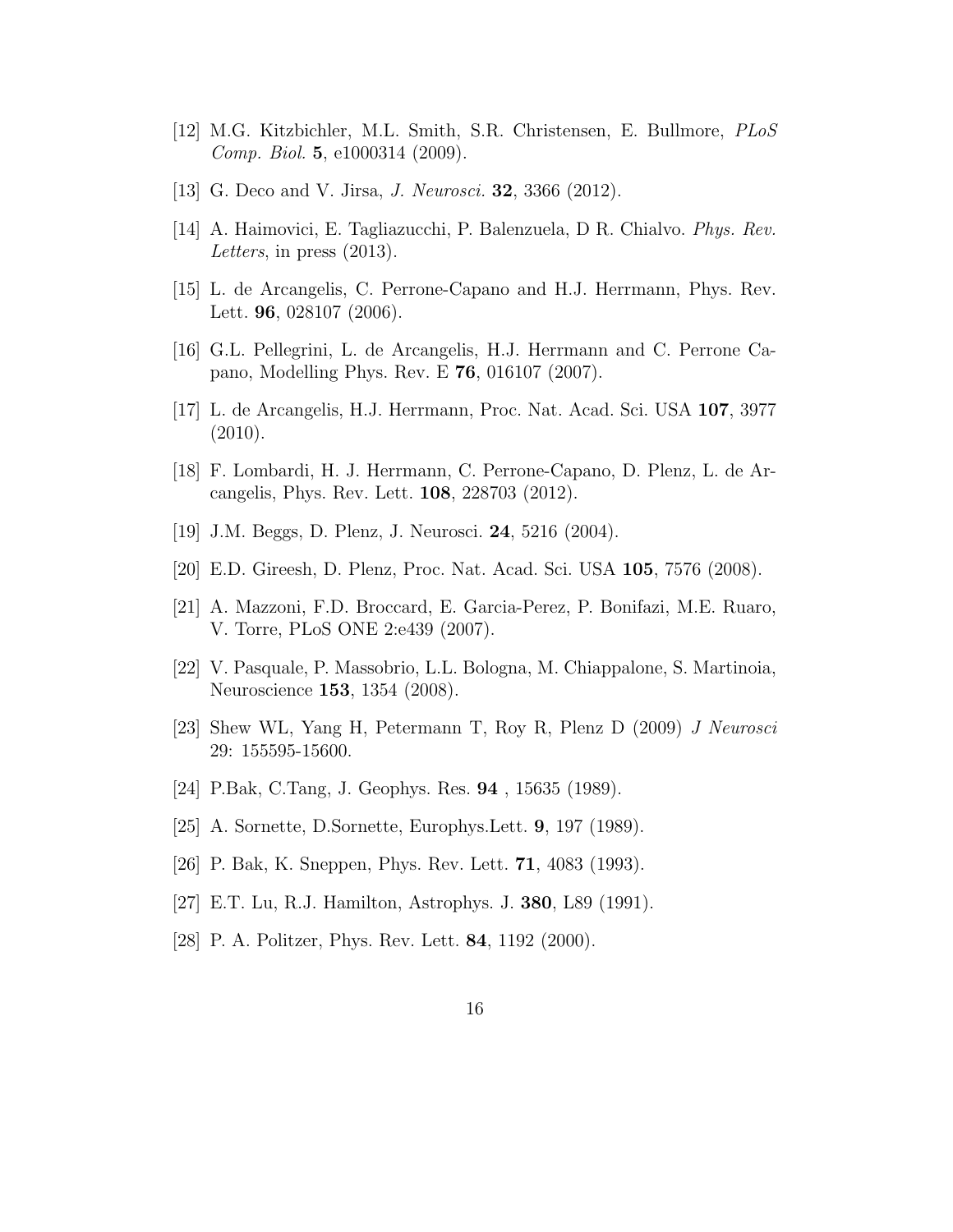[12] M.G. Kitzbichler, M.L. Smith, S.R. Christensen, E. Bullmore, *PLoS Comp. Biol.* **5**, e1000314 (2009).

[13] G. Deco and V. Jirsa, *J. Neurosci.* **32**, 3366 (2012).

[14] A. Haimovici, E. Tagliazucchi, P. Balenzuela, D R. Chialvo. *Phys. Rev. Letters*, in press (2013).

[15] L. de Arcangelis, C. Perrone-Capano and H.J. Herrmann, Phys. Rev. Lett. **96**, 028107 (2006).

[16] G.L. Pellegrini, L. de Arcangelis, H.J. Herrmann and C. Perrone Capano, Modelling Phys. Rev. E **76**, 016107 (2007).

[17] L. de Arcangelis, H.J. Herrmann, Proc. Nat. Acad. Sci. USA **107**, 3977 (2010).

[18] F. Lombardi, H. J. Herrmann, C. Perrone-Capano, D. Plenz, L. de Arcangelis, Phys. Rev. Lett. **108**, 228703 (2012).

[19] J.M. Beggs, D. Plenz, J. Neurosci. **24**, 5216 (2004).

[20] E.D. Gireesh, D. Plenz, Proc. Nat. Acad. Sci. USA **105**, 7576 (2008).

[21] A. Mazzoni, F.D. Broccard, E. Garcia-Perez, P. Bonifazi, M.E. Ruaro, V. Torre, PLoS ONE 2:e439 (2007).

[22] V. Pasquale, P. Massobrio, L.L. Bologna, M. Chiappalone, S. Martinoia, Neuroscience **153**, 1354 (2008).

[23] Shew WL, Yang H, Petermann T, Roy R, Plenz D (2009) *J Neurosci* 29: 155595-15600.

[24] P.Bak, C.Tang, J. Geophys. Res. **94** , 15635 (1989).

[25] A. Sornette, D.Sornette, Europhys.Lett. **9**, 197 (1989).

[26] P. Bak, K. Sneppen, Phys. Rev. Lett. **71**, 4083 (1993).

[27] E.T. Lu, R.J. Hamilton, Astrophys. J. **380**, L89 (1991).

[28] P. A. Politzer, Phys. Rev. Lett. **84**, 1192 (2000).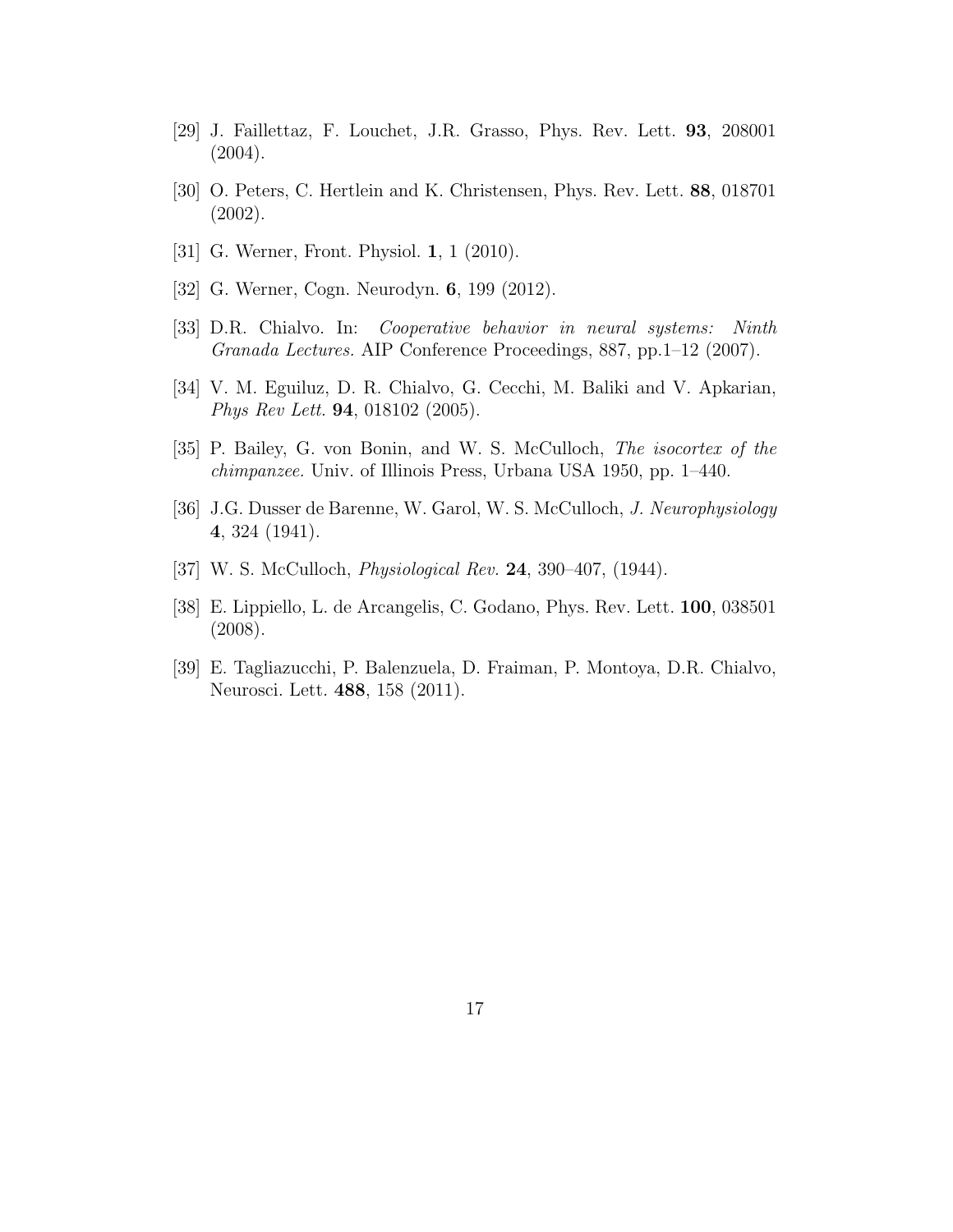[29] J. Faillettaz, F. Louchet, J.R. Grasso, Phys. Rev. Lett. **93**, 208001 (2004).

[30] O. Peters, C. Hertlein and K. Christensen, Phys. Rev. Lett. **88**, 018701 (2002).

[31] G. Werner, Front. Physiol. **1**, 1 (2010).

[32] G. Werner, Cogn. Neurodyn. **6**, 199 (2012).

[33] D.R. Chialvo. In: *Cooperative behavior in neural systems: Ninth Granada Lectures.* AIP Conference Proceedings, 887, pp.1–12 (2007).

[34] V. M. Eguiluz, D. R. Chialvo, G. Cecchi, M. Baliki and V. Apkarian, *Phys Rev Lett.* **94**, 018102 (2005).

[35] P. Bailey, G. von Bonin, and W. S. McCulloch, *The isocortex of the chimpanzee.* Univ. of Illinois Press, Urbana USA 1950, pp. 1–440.

[36] J.G. Dusser de Barenne, W. Garol, W. S. McCulloch, *J. Neurophysiology* **4**, 324 (1941).

[37] W. S. McCulloch, *Physiological Rev.* **24**, 390–407, (1944).

[38] E. Lippiello, L. de Arcangelis, C. Godano, Phys. Rev. Lett. **100**, 038501 (2008).

[39] E. Tagliazucchi, P. Balenzuela, D. Fraiman, P. Montoya, D.R. Chialvo, Neurosci. Lett. **488**, 158 (2011).